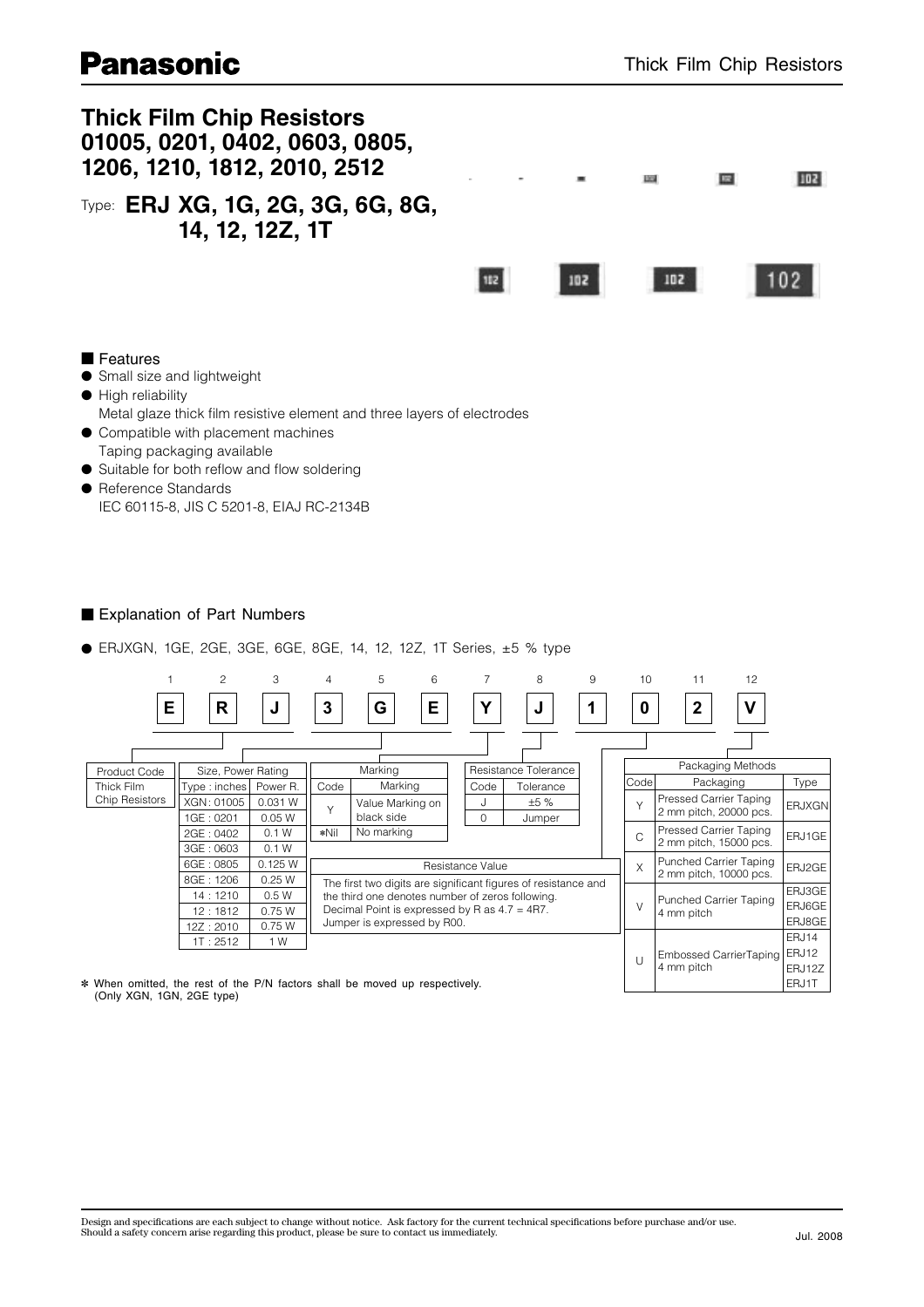# Thick Film Chip Resistors 01005, 0201, 0402, 0603, 0805, 1206, 1210, 1812, 2010, 2512

Type: **ERJ XG, 1G, 2G, 3G, 6G, 8G, 14, 12, 12Z, 1T**

## ■ Features

- Small size and lightweight
- High reliability
  Metal glaze thick film resistive element and three layers of electrodes
- Compatible with placement machines
  Taping packaging available
- Suitable for both reflow and flow soldering
- Reference Standards
  IEC 60115-8, JIS C 5201-8, EIAJ RC-2134B

## ■ Explanation of Part Numbers

- ERJXGN, 1GE, 2GE, 3GE, 6GE, 8GE, 14, 12, 12Z, 1T Series, ±5 % type

| 1 | 2 | 3 | 4 | 5 | 6 | 7 | 8 | 9 | 10 | 11 | 12 |
|---|---|---|---|---|---|---|---|---|---|---|---|
| E | R | J | 3 | G | E | Y | J | 1 | 0 | 2 | V |

**Product Code**

| Product Code |
|---|
| Thick Film Chip Resistors |

**Size, Power Rating**

| Type : inches | Power R. |
|---|---|
| XGN : 01005 | 0.031 W |
| 1GE : 0201 | 0.05 W |
| 2GE : 0402 | 0.1 W |
| 3GE : 0603 | 0.1 W |
| 6GE : 0805 | 0.125 W |
| 8GE : 1206 | 0.25 W |
| 14 : 1210 | 0.5 W |
| 12 : 1812 | 0.75 W |
| 12Z : 2010 | 0.75 W |
| 1T : 2512 | 1 W |

**Marking**

| Code | Marking |
|---|---|
| Y | Value Marking on black side |
| *Nil | No marking |

**Resistance Tolerance**

| Code | Tolerance |
|---|---|
| J | ±5 % |
| 0 | Jumper |

**Resistance Value**

The first two digits are significant figures of resistance and the third one denotes number of zeros following.
Decimal Point is expressed by R as 4.7 = 4R7.
Jumper is expressed by R00.

**Packaging Methods**

| Code | Packaging | Type |
|---|---|---|
| Y | Pressed Carrier Taping 2 mm pitch, 20000 pcs. | ERJXGN |
| C | Pressed Carrier Taping 2 mm pitch, 15000 pcs. | ERJ1GE |
| X | Punched Carrier Taping 2 mm pitch, 10000 pcs. | ERJ2GE |
| V | Punched Carrier Taping 4 mm pitch | ERJ3GE, ERJ6GE, ERJ8GE |
| U | Embossed CarrierTaping 4 mm pitch | ERJ14, ERJ12, ERJ12Z, ERJ1T |

* When omitted, the rest of the P/N factors shall be moved up respectively. (Only XGN, 1GN, 2GE type)

Design and specifications are each subject to change without notice. Ask factory for the current technical specifications before purchase and/or use.
Should a safety concern arise regarding this product, please be sure to contact us immediately.

Jul. 2008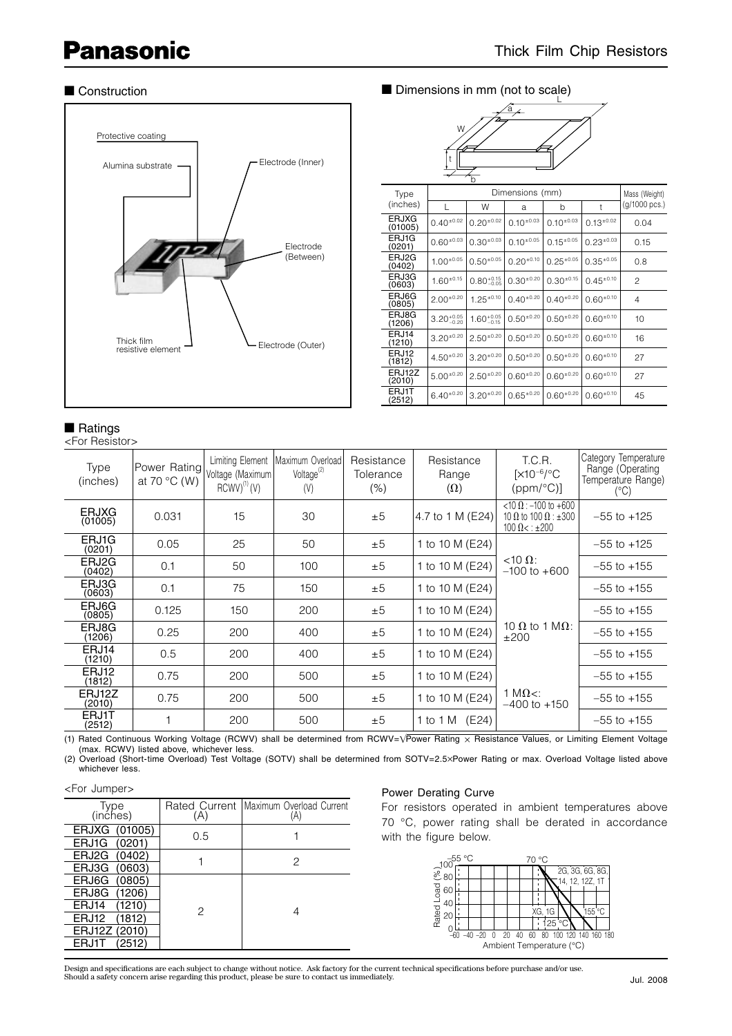## ■ Construction

## ■ Dimensions in mm (not to scale)

| Type (inches) | L | W | a | b | t | Mass (Weight) (g/1000 pcs.) |
|---|---|---|---|---|---|---|
| ERJXG (01005) | $0.40^{\pm0.02}$ | $0.20^{\pm0.02}$ | $0.10^{\pm0.03}$ | $0.10^{\pm0.03}$ | $0.13^{\pm0.02}$ | 0.04 |
| ERJ1G (0201) | $0.60^{\pm0.03}$ | $0.30^{\pm0.03}$ | $0.10^{\pm0.05}$ | $0.15^{\pm0.05}$ | $0.23^{\pm0.03}$ | 0.15 |
| ERJ2G (0402) | $1.00^{\pm0.05}$ | $0.50^{\pm0.05}$ | $0.20^{\pm0.10}$ | $0.25^{\pm0.05}$ | $0.35^{\pm0.05}$ | 0.8 |
| ERJ3G (0603) | $1.60^{\pm0.15}$ | $0.80^{+0.15}_{-0.05}$ | $0.30^{\pm0.20}$ | $0.30^{\pm0.15}$ | $0.45^{\pm0.10}$ | 2 |
| ERJ6G (0805) | $2.00^{\pm0.20}$ | $1.25^{\pm0.10}$ | $0.40^{\pm0.20}$ | $0.40^{\pm0.20}$ | $0.60^{\pm0.10}$ | 4 |
| ERJ8G (1206) | $3.20^{+0.05}_{-0.20}$ | $1.60^{+0.05}_{-0.15}$ | $0.50^{\pm0.20}$ | $0.50^{\pm0.20}$ | $0.60^{\pm0.10}$ | 10 |
| ERJ14 (1210) | $3.20^{\pm0.20}$ | $2.50^{\pm0.20}$ | $0.50^{\pm0.20}$ | $0.50^{\pm0.20}$ | $0.60^{\pm0.10}$ | 16 |
| ERJ12 (1812) | $4.50^{\pm0.20}$ | $3.20^{\pm0.20}$ | $0.50^{\pm0.20}$ | $0.50^{\pm0.20}$ | $0.60^{\pm0.10}$ | 27 |
| ERJ12Z (2010) | $5.00^{\pm0.20}$ | $2.50^{\pm0.20}$ | $0.60^{\pm0.20}$ | $0.60^{\pm0.20}$ | $0.60^{\pm0.10}$ | 27 |
| ERJ1T (2512) | $6.40^{\pm0.20}$ | $3.20^{\pm0.20}$ | $0.65^{\pm0.20}$ | $0.60^{\pm0.20}$ | $0.60^{\pm0.10}$ | 45 |

## ■ Ratings

<For Resistor>

| Type (inches) | Power Rating at 70 °C (W) | Limiting Element Voltage (Maximum RCWV)(1) (V) | Maximum Overload Voltage(2) (V) | Resistance Tolerance (%) | Resistance Range (Ω) | T.C.R. [$\times10^{-6}$/°C (ppm/°C)] | Category Temperature Range (Operating Temperature Range) (°C) |
|---|---|---|---|---|---|---|---|
| ERJXG (01005) | 0.031 | 15 | 30 | ±5 | 4.7 to 1 M (E24) | <10 Ω : –100 to +600<br>10 Ω to 100 Ω : ±300<br>100 Ω< : ±200 | –55 to +125 |
| ERJ1G (0201) | 0.05 | 25 | 50 | ±5 | 1 to 10 M (E24) | <10 Ω: –100 to +600<br>10 Ω to 1 MΩ: ±200<br>1 MΩ<: –400 to +150 | –55 to +125 |
| ERJ2G (0402) | 0.1 | 50 | 100 | ±5 | 1 to 10 M (E24) | | –55 to +155 |
| ERJ3G (0603) | 0.1 | 75 | 150 | ±5 | 1 to 10 M (E24) | | –55 to +155 |
| ERJ6G (0805) | 0.125 | 150 | 200 | ±5 | 1 to 10 M (E24) | | –55 to +155 |
| ERJ8G (1206) | 0.25 | 200 | 400 | ±5 | 1 to 10 M (E24) | | –55 to +155 |
| ERJ14 (1210) | 0.5 | 200 | 400 | ±5 | 1 to 10 M (E24) | | –55 to +155 |
| ERJ12 (1812) | 0.75 | 200 | 500 | ±5 | 1 to 10 M (E24) | | –55 to +155 |
| ERJ12Z (2010) | 0.75 | 200 | 500 | ±5 | 1 to 10 M (E24) | | –55 to +155 |
| ERJ1T (2512) | 1 | 200 | 500 | ±5 | 1 to 1 M (E24) | | –55 to +155 |

(1) Rated Continuous Working Voltage (RCWV) shall be determined from $RCWV=\sqrt{\text{Power Rating} \times \text{Resistance Values}}$, or Limiting Element Voltage (max. RCWV) listed above, whichever less.

(2) Overload (Short-time Overload) Test Voltage (SOTV) shall be determined from SOTV=2.5×Power Rating or max. Overload Voltage listed above whichever less.

<For Jumper>

| Type (inches) | Rated Current (A) | Maximum Overload Current (A) |
|---|---|---|
| ERJXG (01005) | 0.5 | 1 |
| ERJ1G (0201) | | |
| ERJ2G (0402) | 1 | 2 |
| ERJ3G (0603) | | |
| ERJ6G (0805) | 2 | 4 |
| ERJ8G (1206) | | |
| ERJ14 (1210) | | |
| ERJ12 (1812) | | |
| ERJ12Z (2010) | | |
| ERJ1T (2512) | | |

### Power Derating Curve

For resistors operated in ambient temperatures above 70 °C, power rating shall be derated in accordance with the figure below.

Design and specifications are each subject to change without notice. Ask factory for the current technical specifications before purchase and/or use.
Should a safety concern arise regarding this product, please be sure to contact us immediately.

Jul. 2008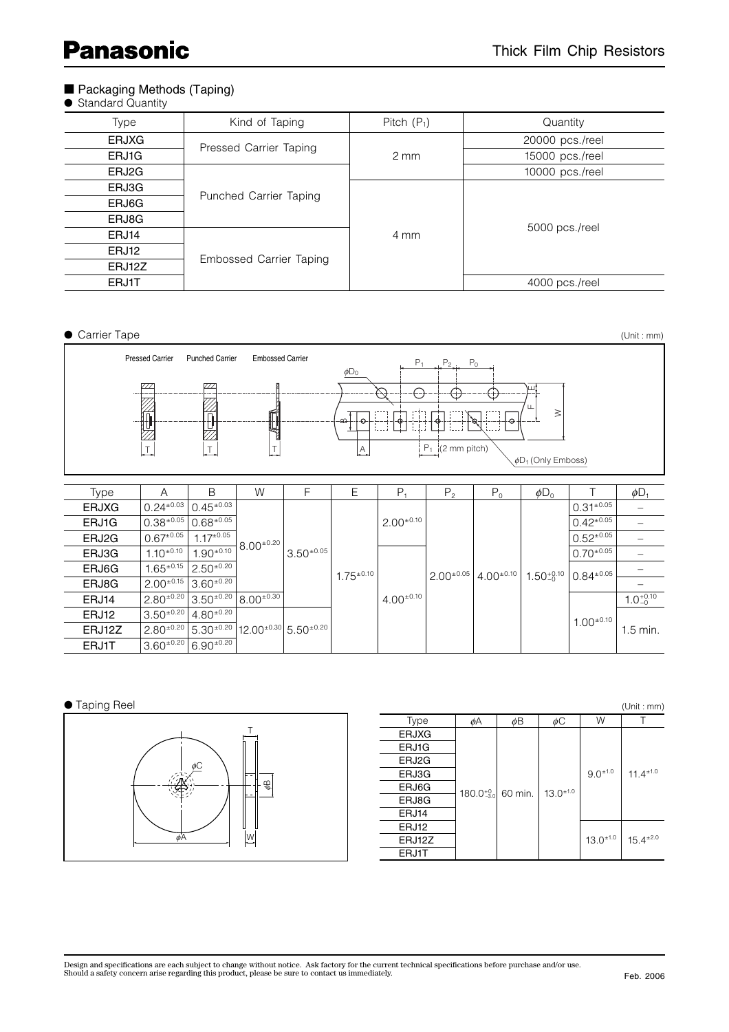## ■ Packaging Methods (Taping)

● Standard Quantity

| Type | Kind of Taping | Pitch ($P_1$) | Quantity |
|---|---|---|---|
| ERJXG | Pressed Carrier Taping | 2 mm | 20000 pcs./reel |
| ERJ1G | Pressed Carrier Taping | 2 mm | 15000 pcs./reel |
| ERJ2G | Punched Carrier Taping | 2 mm | 10000 pcs./reel |
| ERJ3G | Punched Carrier Taping | 4 mm | 5000 pcs./reel |
| ERJ6G | Punched Carrier Taping | 4 mm | 5000 pcs./reel |
| ERJ8G | Punched Carrier Taping | 4 mm | 5000 pcs./reel |
| ERJ14 | Embossed Carrier Taping | 4 mm | 5000 pcs./reel |
| ERJ12 | Embossed Carrier Taping | 4 mm | 5000 pcs./reel |
| ERJ12Z | Embossed Carrier Taping | 4 mm | 5000 pcs./reel |
| ERJ1T | Embossed Carrier Taping | 4 mm | 4000 pcs./reel |

● Carrier Tape

(Unit : mm)

Pressed Carrier　Punched Carrier　Embossed Carrier

$\phi D_0$, $P_1$, $P_2$, $P_0$, E, F, W, B, A, T, $P_1$ (2 mm pitch), $\phi D_1$ (Only Emboss)

| Type | A | B | W | F | E | $P_1$ | $P_2$ | $P_0$ | $\phi D_0$ | T | $\phi D_1$ |
|---|---|---|---|---|---|---|---|---|---|---|---|
| ERJXG | $0.24^{\pm0.03}$ | $0.45^{\pm0.03}$ | $8.00^{\pm0.20}$ | $3.50^{\pm0.05}$ | $1.75^{\pm0.10}$ | $2.00^{\pm0.10}$ | $2.00^{\pm0.05}$ | $4.00^{\pm0.10}$ | $1.50^{+0.10}_{-0}$ | $0.31^{\pm0.05}$ | – |
| ERJ1G | $0.38^{\pm0.05}$ | $0.68^{\pm0.05}$ | $8.00^{\pm0.20}$ | $3.50^{\pm0.05}$ | $1.75^{\pm0.10}$ | $2.00^{\pm0.10}$ | $2.00^{\pm0.05}$ | $4.00^{\pm0.10}$ | $1.50^{+0.10}_{-0}$ | $0.42^{\pm0.05}$ | – |
| ERJ2G | $0.67^{\pm0.05}$ | $1.17^{\pm0.05}$ | $8.00^{\pm0.20}$ | $3.50^{\pm0.05}$ | $1.75^{\pm0.10}$ | $2.00^{\pm0.10}$ | $2.00^{\pm0.05}$ | $4.00^{\pm0.10}$ | $1.50^{+0.10}_{-0}$ | $0.52^{\pm0.05}$ | – |
| ERJ3G | $1.10^{\pm0.10}$ | $1.90^{\pm0.10}$ | $8.00^{\pm0.20}$ | $3.50^{\pm0.05}$ | $1.75^{\pm0.10}$ | $4.00^{\pm0.10}$ | $2.00^{\pm0.05}$ | $4.00^{\pm0.10}$ | $1.50^{+0.10}_{-0}$ | $0.70^{\pm0.05}$ | – |
| ERJ6G | $1.65^{\pm0.15}$ | $2.50^{\pm0.20}$ | $8.00^{\pm0.20}$ | $3.50^{\pm0.05}$ | $1.75^{\pm0.10}$ | $4.00^{\pm0.10}$ | $2.00^{\pm0.05}$ | $4.00^{\pm0.10}$ | $1.50^{+0.10}_{-0}$ | $0.84^{\pm0.05}$ | – |
| ERJ8G | $2.00^{\pm0.15}$ | $3.60^{\pm0.20}$ | $8.00^{\pm0.20}$ | $3.50^{\pm0.05}$ | $1.75^{\pm0.10}$ | $4.00^{\pm0.10}$ | $2.00^{\pm0.05}$ | $4.00^{\pm0.10}$ | $1.50^{+0.10}_{-0}$ | $0.84^{\pm0.05}$ | – |
| ERJ14 | $2.80^{\pm0.20}$ | $3.50^{\pm0.20}$ | $8.00^{\pm0.30}$ | $3.50^{\pm0.05}$ | $1.75^{\pm0.10}$ | $4.00^{\pm0.10}$ | $2.00^{\pm0.05}$ | $4.00^{\pm0.10}$ | $1.50^{+0.10}_{-0}$ | $1.00^{\pm0.10}$ | $1.0^{+0.10}_{-0}$ |
| ERJ12 | $3.50^{\pm0.20}$ | $4.80^{\pm0.20}$ | $12.00^{\pm0.30}$ | $5.50^{\pm0.20}$ | $1.75^{\pm0.10}$ | $4.00^{\pm0.10}$ | $2.00^{\pm0.05}$ | $4.00^{\pm0.10}$ | $1.50^{+0.10}_{-0}$ | $1.00^{\pm0.10}$ | 1.5 min. |
| ERJ12Z | $2.80^{\pm0.20}$ | $5.30^{\pm0.20}$ | $12.00^{\pm0.30}$ | $5.50^{\pm0.20}$ | $1.75^{\pm0.10}$ | $4.00^{\pm0.10}$ | $2.00^{\pm0.05}$ | $4.00^{\pm0.10}$ | $1.50^{+0.10}_{-0}$ | $1.00^{\pm0.10}$ | 1.5 min. |
| ERJ1T | $3.60^{\pm0.20}$ | $6.90^{\pm0.20}$ | $12.00^{\pm0.30}$ | $5.50^{\pm0.20}$ | $1.75^{\pm0.10}$ | $4.00^{\pm0.10}$ | $2.00^{\pm0.05}$ | $4.00^{\pm0.10}$ | $1.50^{+0.10}_{-0}$ | $1.00^{\pm0.10}$ | 1.5 min. |

● Taping Reel

(Unit : mm)

$\phi A$, $\phi B$, $\phi C$, T, W

| Type | $\phi A$ | $\phi B$ | $\phi C$ | W | T |
|---|---|---|---|---|---|
| ERJXG | $180.0^{+0}_{-3.0}$ | 60 min. | $13.0^{\pm1.0}$ | $9.0^{\pm1.0}$ | $11.4^{\pm1.0}$ |
| ERJ1G | $180.0^{+0}_{-3.0}$ | 60 min. | $13.0^{\pm1.0}$ | $9.0^{\pm1.0}$ | $11.4^{\pm1.0}$ |
| ERJ2G | $180.0^{+0}_{-3.0}$ | 60 min. | $13.0^{\pm1.0}$ | $9.0^{\pm1.0}$ | $11.4^{\pm1.0}$ |
| ERJ3G | $180.0^{+0}_{-3.0}$ | 60 min. | $13.0^{\pm1.0}$ | $9.0^{\pm1.0}$ | $11.4^{\pm1.0}$ |
| ERJ6G | $180.0^{+0}_{-3.0}$ | 60 min. | $13.0^{\pm1.0}$ | $9.0^{\pm1.0}$ | $11.4^{\pm1.0}$ |
| ERJ8G | $180.0^{+0}_{-3.0}$ | 60 min. | $13.0^{\pm1.0}$ | $9.0^{\pm1.0}$ | $11.4^{\pm1.0}$ |
| ERJ14 | $180.0^{+0}_{-3.0}$ | 60 min. | $13.0^{\pm1.0}$ | $9.0^{\pm1.0}$ | $11.4^{\pm1.0}$ |
| ERJ12 | $180.0^{+0}_{-3.0}$ | 60 min. | $13.0^{\pm1.0}$ | $13.0^{\pm1.0}$ | $15.4^{\pm2.0}$ |
| ERJ12Z | $180.0^{+0}_{-3.0}$ | 60 min. | $13.0^{\pm1.0}$ | $13.0^{\pm1.0}$ | $15.4^{\pm2.0}$ |
| ERJ1T | $180.0^{+0}_{-3.0}$ | 60 min. | $13.0^{\pm1.0}$ | $13.0^{\pm1.0}$ | $15.4^{\pm2.0}$ |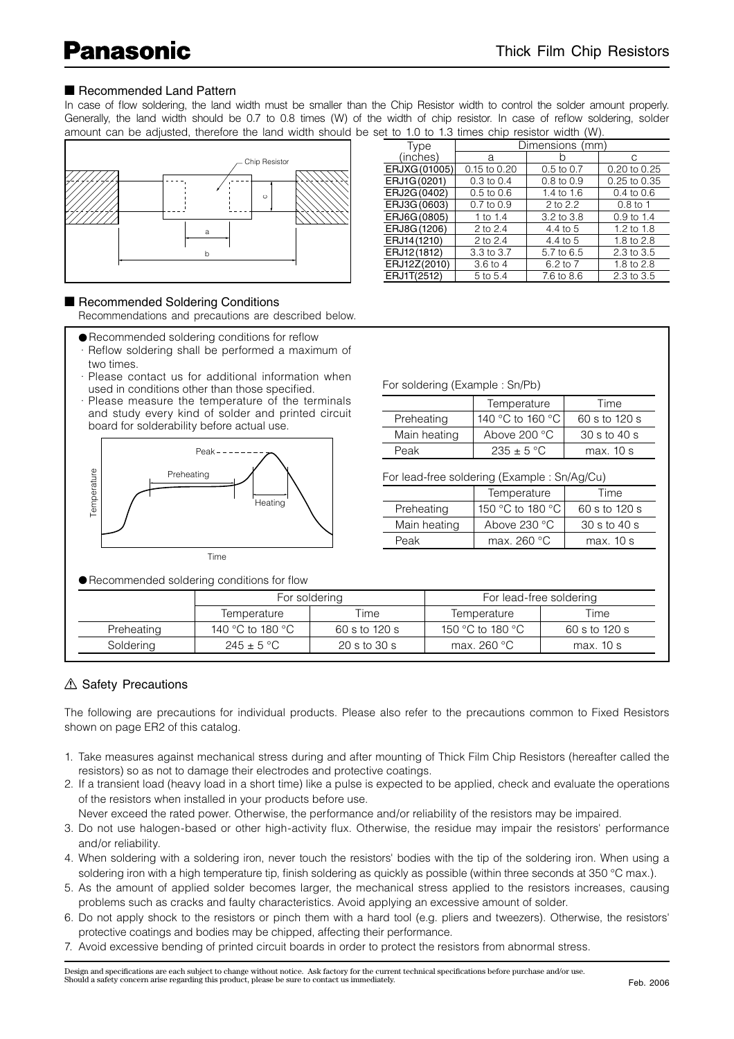## Recommended Land Pattern

In case of flow soldering, the land width must be smaller than the Chip Resistor width to control the solder amount properly. Generally, the land width should be 0.7 to 0.8 times (W) of the width of chip resistor. In case of reflow soldering, solder amount can be adjusted, therefore the land width should be set to 1.0 to 1.3 times chip resistor width (W).

| Type (inches) | Dimensions (mm) | | |
|---|---|---|---|
| | a | b | c |
| ERJXG(01005) | 0.15 to 0.20 | 0.5 to 0.7 | 0.20 to 0.25 |
| ERJ1G(0201) | 0.3 to 0.4 | 0.8 to 0.9 | 0.25 to 0.35 |
| ERJ2G(0402) | 0.5 to 0.6 | 1.4 to 1.6 | 0.4 to 0.6 |
| ERJ3G(0603) | 0.7 to 0.9 | 2 to 2.2 | 0.8 to 1 |
| ERJ6G(0805) | 1 to 1.4 | 3.2 to 3.8 | 0.9 to 1.4 |
| ERJ8G(1206) | 2 to 2.4 | 4.4 to 5 | 1.2 to 1.8 |
| ERJ14(1210) | 2 to 2.4 | 4.4 to 5 | 1.8 to 2.8 |
| ERJ12(1812) | 3.3 to 3.7 | 5.7 to 6.5 | 2.3 to 3.5 |
| ERJ12Z(2010) | 3.6 to 4 | 6.2 to 7 | 1.8 to 2.8 |
| ERJ1T(2512) | 5 to 5.4 | 7.6 to 8.6 | 2.3 to 3.5 |

## Recommended Soldering Conditions

Recommendations and precautions are described below.

- Recommended soldering conditions for reflow
  - Reflow soldering shall be performed a maximum of two times.
  - Please contact us for additional information when used in conditions other than those specified.
  - Please measure the temperature of the terminals and study every kind of solder and printed circuit board for solderability before actual use.

For soldering (Example : Sn/Pb)

| | Temperature | Time |
|---|---|---|
| Preheating | 140 °C to 160 °C | 60 s to 120 s |
| Main heating | Above 200 °C | 30 s to 40 s |
| Peak | 235 ± 5 °C | max. 10 s |

For lead-free soldering (Example : Sn/Ag/Cu)

| | Temperature | Time |
|---|---|---|
| Preheating | 150 °C to 180 °C | 60 s to 120 s |
| Main heating | Above 230 °C | 30 s to 40 s |
| Peak | max. 260 °C | max. 10 s |

- Recommended soldering conditions for flow

| | For soldering | | For lead-free soldering | |
|---|---|---|---|---|
| | Temperature | Time | Temperature | Time |
| Preheating | 140 °C to 180 °C | 60 s to 120 s | 150 °C to 180 °C | 60 s to 120 s |
| Soldering | 245 ± 5 °C | 20 s to 30 s | max. 260 °C | max. 10 s |

## ⚠ Safety Precautions

The following are precautions for individual products. Please also refer to the precautions common to Fixed Resistors shown on page ER2 of this catalog.

1. Take measures against mechanical stress during and after mounting of Thick Film Chip Resistors (hereafter called the resistors) so as not to damage their electrodes and protective coatings.
2. If a transient load (heavy load in a short time) like a pulse is expected to be applied, check and evaluate the operations of the resistors when installed in your products before use.
   Never exceed the rated power. Otherwise, the performance and/or reliability of the resistors may be impaired.
3. Do not use halogen-based or other high-activity flux. Otherwise, the residue may impair the resistors' performance and/or reliability.
4. When soldering with a soldering iron, never touch the resistors' bodies with the tip of the soldering iron. When using a soldering iron with a high temperature tip, finish soldering as quickly as possible (within three seconds at 350 °C max.).
5. As the amount of applied solder becomes larger, the mechanical stress applied to the resistors increases, causing problems such as cracks and faulty characteristics. Avoid applying an excessive amount of solder.
6. Do not apply shock to the resistors or pinch them with a hard tool (e.g. pliers and tweezers). Otherwise, the resistors' protective coatings and bodies may be chipped, affecting their performance.
7. Avoid excessive bending of printed circuit boards in order to protect the resistors from abnormal stress.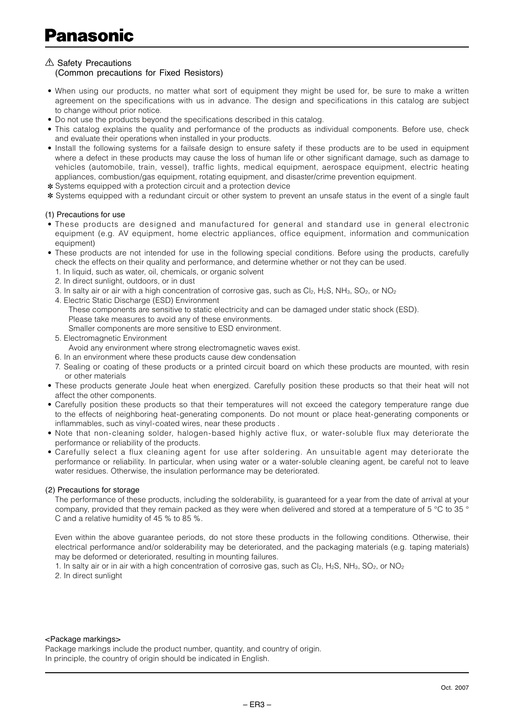⚠ Safety Precautions
(Common precautions for Fixed Resistors)

- When using our products, no matter what sort of equipment they might be used for, be sure to make a written agreement on the specifications with us in advance. The design and specifications in this catalog are subject to change without prior notice.
- Do not use the products beyond the specifications described in this catalog.
- This catalog explains the quality and performance of the products as individual components. Before use, check and evaluate their operations when installed in your products.
- Install the following systems for a failsafe design to ensure safety if these products are to be used in equipment where a defect in these products may cause the loss of human life or other significant damage, such as damage to vehicles (automobile, train, vessel), traffic lights, medical equipment, aerospace equipment, electric heating appliances, combustion/gas equipment, rotating equipment, and disaster/crime prevention equipment.

✻ Systems equipped with a protection circuit and a protection device

✻ Systems equipped with a redundant circuit or other system to prevent an unsafe status in the event of a single fault

(1) Precautions for use

- These products are designed and manufactured for general and standard use in general electronic equipment (e.g. AV equipment, home electric appliances, office equipment, information and communication equipment)
- These products are not intended for use in the following special conditions. Before using the products, carefully check the effects on their quality and performance, and determine whether or not they can be used.
  1. In liquid, such as water, oil, chemicals, or organic solvent
  2. In direct sunlight, outdoors, or in dust
  3. In salty air or air with a high concentration of corrosive gas, such as $Cl_2$, $H_2S$, $NH_3$, $SO_2$, or $NO_2$
  4. Electric Static Discharge (ESD) Environment
     These components are sensitive to static electricity and can be damaged under static shock (ESD).
     Please take measures to avoid any of these environments.
     Smaller components are more sensitive to ESD environment.
  5. Electromagnetic Environment
     Avoid any environment where strong electromagnetic waves exist.
  6. In an environment where these products cause dew condensation
  7. Sealing or coating of these products or a printed circuit board on which these products are mounted, with resin or other materials
- These products generate Joule heat when energized. Carefully position these products so that their heat will not affect the other components.
- Carefully position these products so that their temperatures will not exceed the category temperature range due to the effects of neighboring heat-generating components. Do not mount or place heat-generating components or inflammables, such as vinyl-coated wires, near these products .
- Note that non-cleaning solder, halogen-based highly active flux, or water-soluble flux may deteriorate the performance or reliability of the products.
- Carefully select a flux cleaning agent for use after soldering. An unsuitable agent may deteriorate the performance or reliability. In particular, when using water or a water-soluble cleaning agent, be careful not to leave water residues. Otherwise, the insulation performance may be deteriorated.

(2) Precautions for storage

The performance of these products, including the solderability, is guaranteed for a year from the date of arrival at your company, provided that they remain packed as they were when delivered and stored at a temperature of 5 °C to 35 °C and a relative humidity of 45 % to 85 %.

Even within the above guarantee periods, do not store these products in the following conditions. Otherwise, their electrical performance and/or solderability may be deteriorated, and the packaging materials (e.g. taping materials) may be deformed or deteriorated, resulting in mounting failures.

1. In salty air or in air with a high concentration of corrosive gas, such as $Cl_2$, $H_2S$, $NH_3$, $SO_2$, or $NO_2$
2. In direct sunlight

<Package markings>

Package markings include the product number, quantity, and country of origin.
In principle, the country of origin should be indicated in English.

Oct. 2007